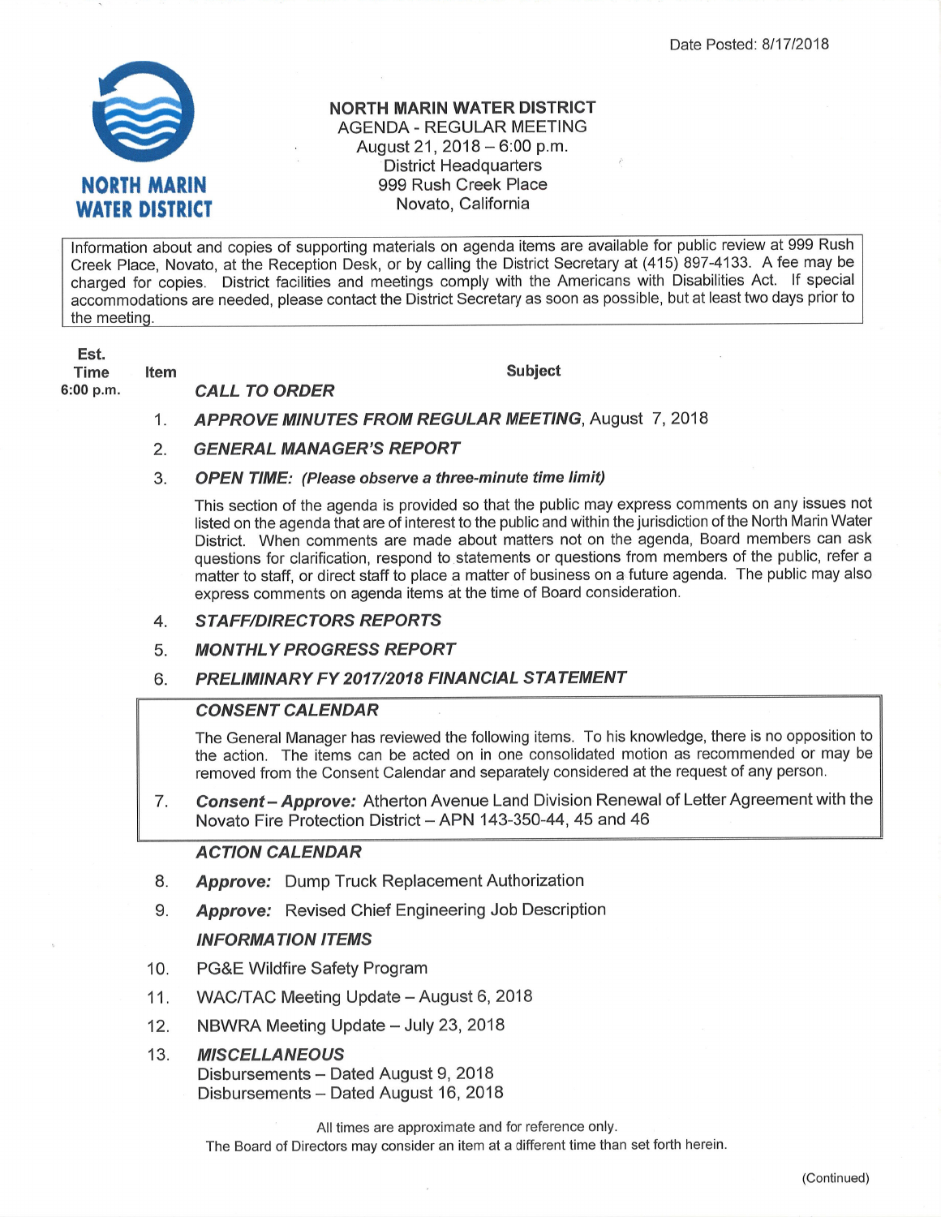Date Posted: 8/17/2018

NORTH MARIN WATER DISTRICT

# NORTH MARIN WATER DISTRICT
## AGENDA - REGULAR MEETING
August 21, 2018 – 6:00 p.m.
District Headquarters
999 Rush Creek Place
Novato, California

Information about and copies of supporting materials on agenda items are available for public review at 999 Rush Creek Place, Novato, at the Reception Desk, or by calling the District Secretary at (415) 897-4133. A fee may be charged for copies. District facilities and meetings comply with the Americans with Disabilities Act. If special accommodations are needed, please contact the District Secretary as soon as possible, but at least two days prior to the meeting.

| Est. Time | Item | Subject |
|---|---|---|
| 6:00 p.m. | | ***CALL TO ORDER*** |
| | 1. | ***APPROVE MINUTES FROM REGULAR MEETING***, August 7, 2018 |
| | 2. | ***GENERAL MANAGER'S REPORT*** |
| | 3. | ***OPEN TIME: (Please observe a three-minute time limit)*** |

This section of the agenda is provided so that the public may express comments on any issues not listed on the agenda that are of interest to the public and within the jurisdiction of the North Marin Water District. When comments are made about matters not on the agenda, Board members can ask questions for clarification, respond to statements or questions from members of the public, refer a matter to staff, or direct staff to place a matter of business on a future agenda. The public may also express comments on agenda items at the time of Board consideration.

4. ***STAFF/DIRECTORS REPORTS***
5. ***MONTHLY PROGRESS REPORT***
6. ***PRELIMINARY FY 2017/2018 FINANCIAL STATEMENT***

### *CONSENT CALENDAR*

The General Manager has reviewed the following items. To his knowledge, there is no opposition to the action. The items can be acted on in one consolidated motion as recommended or may be removed from the Consent Calendar and separately considered at the request of any person.

7. ***Consent – Approve:*** Atherton Avenue Land Division Renewal of Letter Agreement with the Novato Fire Protection District – APN 143-350-44, 45 and 46

### *ACTION CALENDAR*

8. ***Approve:*** Dump Truck Replacement Authorization
9. ***Approve:*** Revised Chief Engineering Job Description

### *INFORMATION ITEMS*

10. PG&E Wildfire Safety Program
11. WAC/TAC Meeting Update – August 6, 2018
12. NBWRA Meeting Update – July 23, 2018
13. ***MISCELLANEOUS***
    Disbursements – Dated August 9, 2018
    Disbursements – Dated August 16, 2018

All times are approximate and for reference only.
The Board of Directors may consider an item at a different time than set forth herein.

(Continued)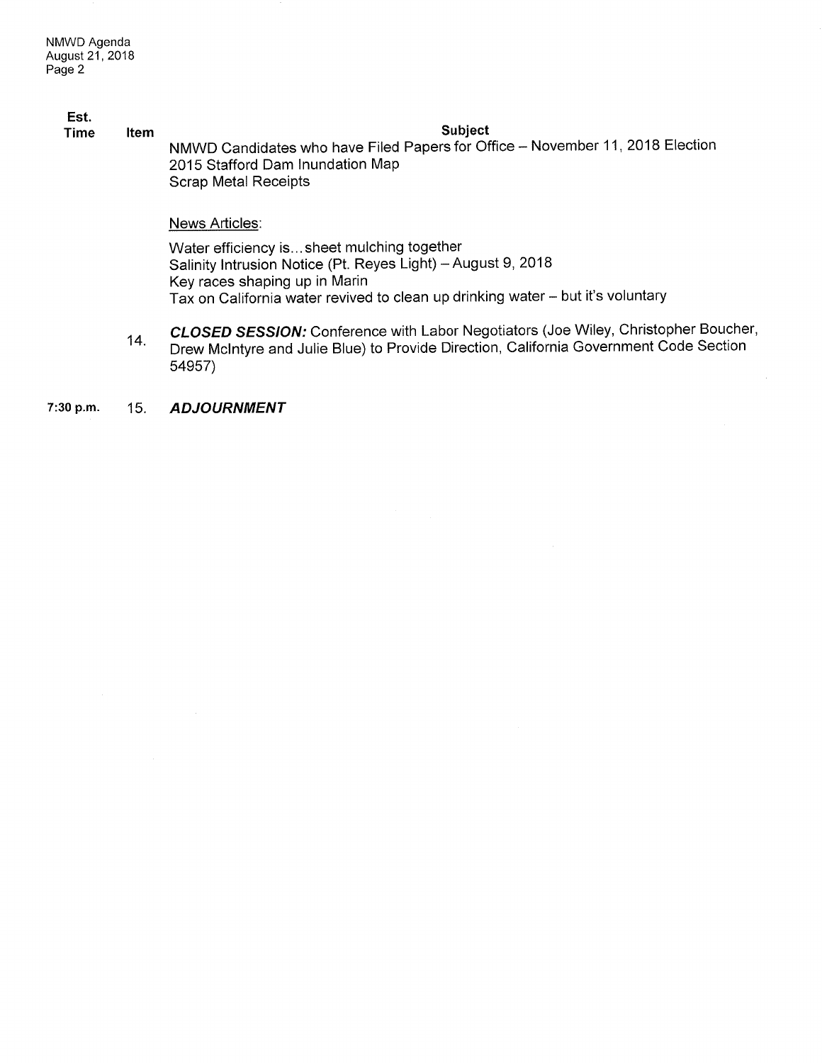| Est. Time | Item | Subject |
|---|---|---|
| | | NMWD Candidates who have Filed Papers for Office – November 11, 2018 Election<br>2015 Stafford Dam Inundation Map<br>Scrap Metal Receipts |
| | | News Articles:<br>Water efficiency is... sheet mulching together<br>Salinity Intrusion Notice (Pt. Reyes Light) – August 9, 2018<br>Key races shaping up in Marin<br>Tax on California water revived to clean up drinking water – but it's voluntary |
| | 14. | ***CLOSED SESSION:*** Conference with Labor Negotiators (Joe Wiley, Christopher Boucher, Drew McIntyre and Julie Blue) to Provide Direction, California Government Code Section 54957) |
| 7:30 p.m. | 15. | ***ADJOURNMENT*** |